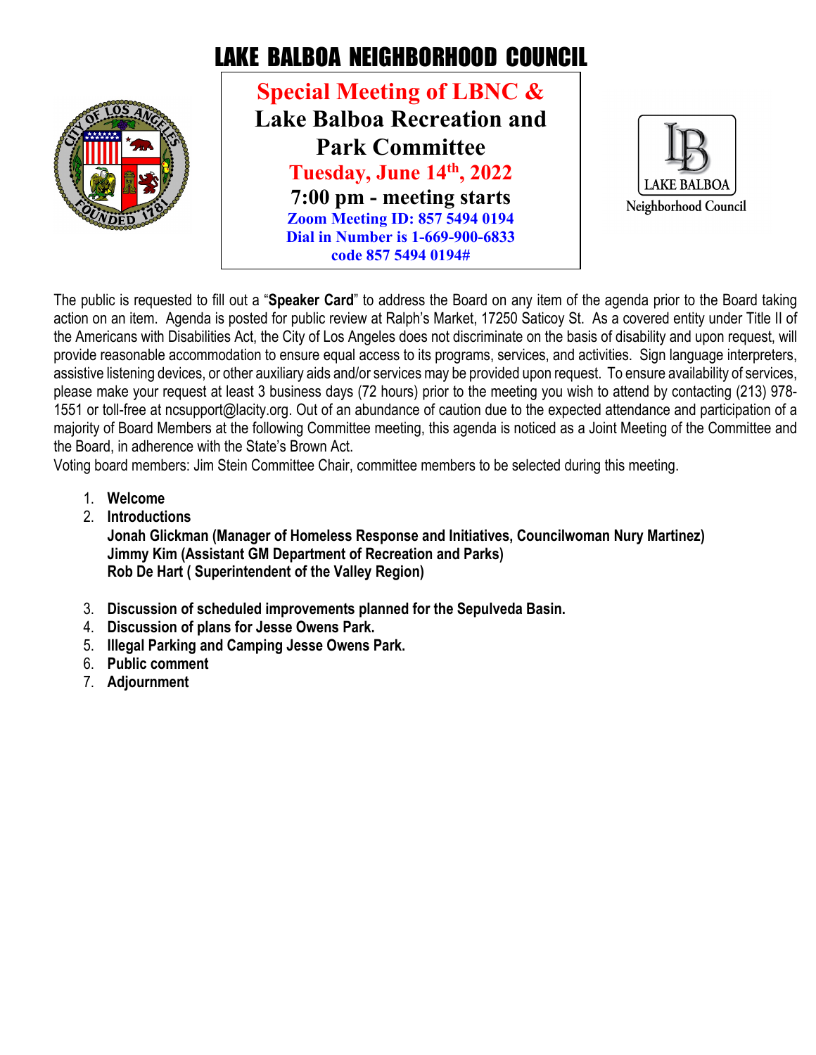# LAKE BALBOA NEIGHBORHOOD COUNCIL

**Special Meeting of LBNC &**
**Lake Balboa Recreation and Park Committee**
**Tuesday, June 14th, 2022**
**7:00 pm - meeting starts**
**Zoom Meeting ID: 857 5494 0194**
**Dial in Number is 1-669-900-6833**
**code 857 5494 0194#**

LAKE BALBOA
Neighborhood Council

The public is requested to fill out a "**Speaker Card**" to address the Board on any item of the agenda prior to the Board taking action on an item. Agenda is posted for public review at Ralph's Market, 17250 Saticoy St. As a covered entity under Title II of the Americans with Disabilities Act, the City of Los Angeles does not discriminate on the basis of disability and upon request, will provide reasonable accommodation to ensure equal access to its programs, services, and activities. Sign language interpreters, assistive listening devices, or other auxiliary aids and/or services may be provided upon request. To ensure availability of services, please make your request at least 3 business days (72 hours) prior to the meeting you wish to attend by contacting (213) 978-1551 or toll-free at ncsupport@lacity.org. Out of an abundance of caution due to the expected attendance and participation of a majority of Board Members at the following Committee meeting, this agenda is noticed as a Joint Meeting of the Committee and the Board, in adherence with the State's Brown Act.

Voting board members: Jim Stein Committee Chair, committee members to be selected during this meeting.

1. **Welcome**
2. **Introductions**
   **Jonah Glickman (Manager of Homeless Response and Initiatives, Councilwoman Nury Martinez)**
   **Jimmy Kim (Assistant GM Department of Recreation and Parks)**
   **Rob De Hart ( Superintendent of the Valley Region)**
3. **Discussion of scheduled improvements planned for the Sepulveda Basin.**
4. **Discussion of plans for Jesse Owens Park.**
5. **Illegal Parking and Camping Jesse Owens Park.**
6. **Public comment**
7. **Adjournment**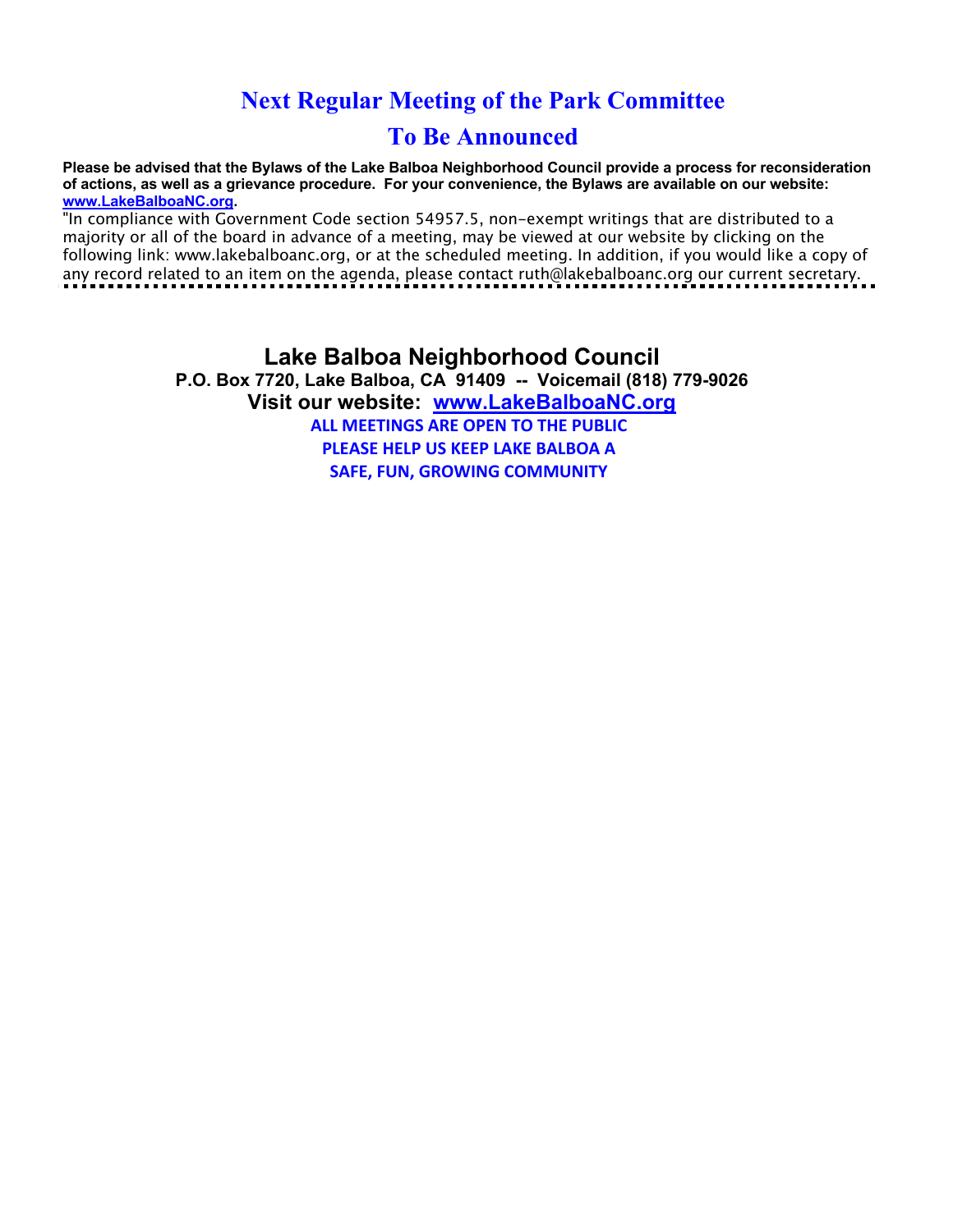## Next Regular Meeting of the Park Committee

## To Be Announced

**Please be advised that the Bylaws of the Lake Balboa Neighborhood Council provide a process for reconsideration of actions, as well as a grievance procedure. For your convenience, the Bylaws are available on our website: [www.LakeBalboaNC.org](http://www.LakeBalboaNC.org).**

"In compliance with Government Code section 54957.5, non-exempt writings that are distributed to a majority or all of the board in advance of a meeting, may be viewed at our website by clicking on the following link: www.lakebalboanc.org, or at the scheduled meeting. In addition, if you would like a copy of any record related to an item on the agenda, please contact ruth@lakebalboanc.org our current secretary.

---

**Lake Balboa Neighborhood Council**

**P.O. Box 7720, Lake Balboa, CA 91409 -- Voicemail (818) 779-9026**

**Visit our website: [www.LakeBalboaNC.org](http://www.LakeBalboaNC.org)**

**ALL MEETINGS ARE OPEN TO THE PUBLIC**

**PLEASE HELP US KEEP LAKE BALBOA A**

**SAFE, FUN, GROWING COMMUNITY**